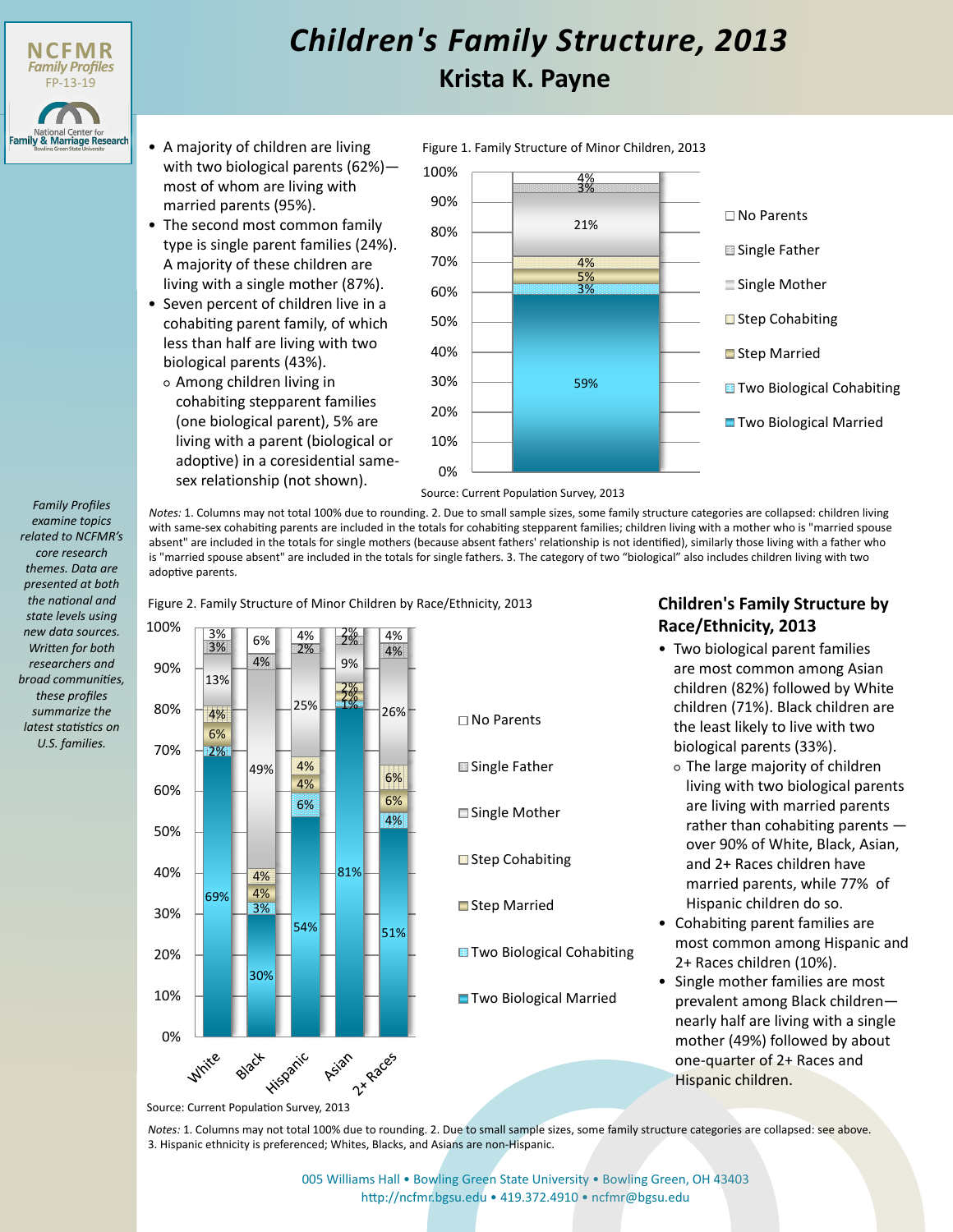# Children's Family Structure, 2013

## Krista K. Payne

NCFMR Family Profiles FP-13-19

National Center for Family & Marriage Research, Bowling Green State University

*Family Profiles examine topics related to NCFMR's core research themes. Data are presented at both the national and state levels using new data sources. Written for both researchers and broad communities, these profiles summarize the latest statistics on U.S. families.*

- A majority of children are living with two biological parents (62%)—most of whom are living with married parents (95%).
- The second most common family type is single parent families (24%). A majority of these children are living with a single mother (87%).
- Seven percent of children live in a cohabiting parent family, of which less than half are living with two biological parents (43%).
  - Among children living in cohabiting stepparent families (one biological parent), 5% are living with a parent (biological or adoptive) in a coresidential same-sex relationship (not shown).

Figure 1. Family Structure of Minor Children, 2013

| Family Structure | Percent |
|---|---|
| No Parents | 4% |
| Single Father | 3% |
| Single Mother | 21% |
| Step Cohabiting | 4% |
| Step Married | 5% |
| Two Biological Cohabiting | 3% |
| Two Biological Married | 59% |

Source: Current Population Survey, 2013

*Notes:* 1. Columns may not total 100% due to rounding. 2. Due to small sample sizes, some family structure categories are collapsed: children living with same-sex cohabiting parents are included in the totals for cohabiting stepparent families; children living with a mother who is "married spouse absent" are included in the totals for single mothers (because absent fathers' relationship is not identified), similarly those living with a father who is "married spouse absent" are included in the totals for single fathers. 3. The category of two "biological" also includes children living with two adoptive parents.

Figure 2. Family Structure of Minor Children by Race/Ethnicity, 2013

| Family Structure | White | Black | Hispanic | Asian | 2+ Races |
|---|---|---|---|---|---|
| No Parents | 3% | 6% | 4% | 2% | 4% |
| Single Father | 3% | 4% | 2% | 2% | 4% |
| Single Mother | 13% | 49% | 25% | 9% | 26% |
| Step Cohabiting | 4% | 4% | 4% | 2% | 6% |
| Step Married | 6% | 4% | 4% | 2% | 6% |
| Two Biological Cohabiting | 2% | 3% | 6% | 1% | 4% |
| Two Biological Married | 69% | 30% | 54% | 81% | 51% |

Source: Current Population Survey, 2013

*Notes:* 1. Columns may not total 100% due to rounding. 2. Due to small sample sizes, some family structure categories are collapsed: see above. 3. Hispanic ethnicity is preferenced; Whites, Blacks, and Asians are non-Hispanic.

### Children's Family Structure by Race/Ethnicity, 2013

- Two biological parent families are most common among Asian children (82%) followed by White children (71%). Black children are the least likely to live with two biological parents (33%).
  - The large majority of children living with two biological parents are living with married parents rather than cohabiting parents — over 90% of White, Black, Asian, and 2+ Races children have married parents, while 77% of Hispanic children do so.
- Cohabiting parent families are most common among Hispanic and 2+ Races children (10%).
- Single mother families are most prevalent among Black children—nearly half are living with a single mother (49%) followed by about one-quarter of 2+ Races and Hispanic children.

005 Williams Hall • Bowling Green State University • Bowling Green, OH 43403
http://ncfmr.bgsu.edu • 419.372.4910 • ncfmr@bgsu.edu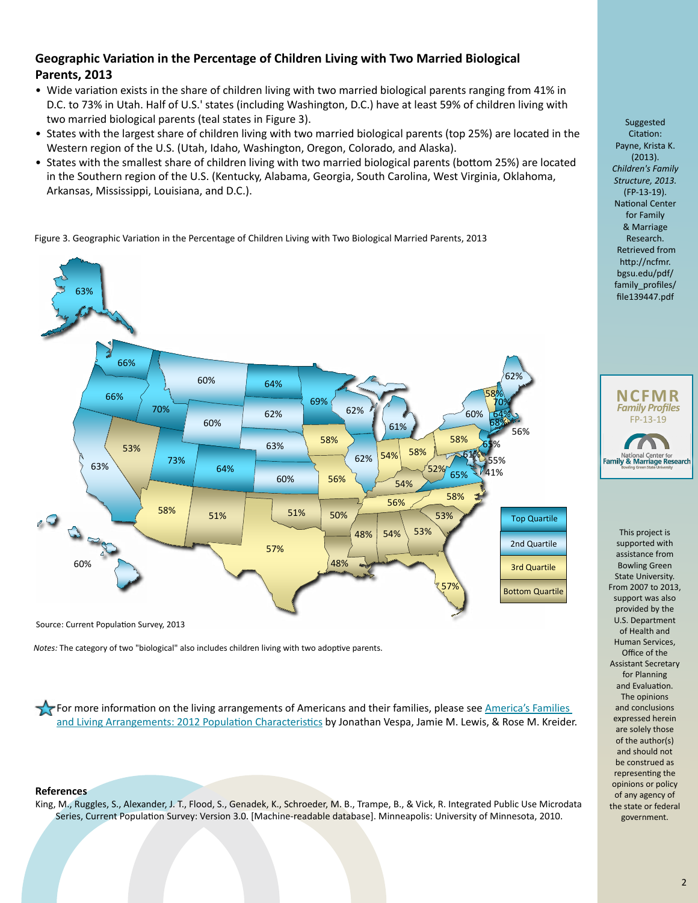## Geographic Variation in the Percentage of Children Living with Two Married Biological Parents, 2013

- Wide variation exists in the share of children living with two married biological parents ranging from 41% in D.C. to 73% in Utah. Half of U.S.' states (including Washington, D.C.) have at least 59% of children living with two married biological parents (teal states in Figure 3).
- States with the largest share of children living with two married biological parents (top 25%) are located in the Western region of the U.S. (Utah, Idaho, Washington, Oregon, Colorado, and Alaska).
- States with the smallest share of children living with two married biological parents (bottom 25%) are located in the Southern region of the U.S. (Kentucky, Alabama, Georgia, South Carolina, West Virginia, Oklahoma, Arkansas, Mississippi, Louisiana, and D.C.).

Figure 3. Geographic Variation in the Percentage of Children Living with Two Biological Married Parents, 2013

63%
66%
66%
70%
60%
60%
64%
62%
69%
62%
62%
60%
58%
70%
64%
68%
56%
53%
63%
73%
64%
63%
58%
61%
62%
58%
54%
58%
65%
61%
55%
41%
52%
65%
60%
56%
54%
56%
58%
58%
51%
51%
50%
48%
54%
53%
53%
57%
48%
57%
60%

Top Quartile
2nd Quartile
3rd Quartile
Bottom Quartile

Source: Current Population Survey, 2013

*Notes:* The category of two "biological" also includes children living with two adoptive parents.

For more information on the living arrangements of Americans and their families, please see America's Families and Living Arrangements: 2012 Population Characteristics by Jonathan Vespa, Jamie M. Lewis, & Rose M. Kreider.

### References

King, M., Ruggles, S., Alexander, J. T., Flood, S., Genadek, K., Schroeder, M. B., Trampe, B., & Vick, R. Integrated Public Use Microdata Series, Current Population Survey: Version 3.0. [Machine-readable database]. Minneapolis: University of Minnesota, 2010.

Suggested Citation: Payne, Krista K. (2013). *Children's Family Structure, 2013.* (FP-13-19). National Center for Family & Marriage Research. Retrieved from http://ncfmr.bgsu.edu/pdf/family_profiles/file139447.pdf

NCFMR Family Profiles FP-13-19

National Center for Family & Marriage Research
Bowling Green State University

This project is supported with assistance from Bowling Green State University. From 2007 to 2013, support was also provided by the U.S. Department of Health and Human Services, Office of the Assistant Secretary for Planning and Evaluation. The opinions and conclusions expressed herein are solely those of the author(s) and should not be construed as representing the opinions or policy of any agency of the state or federal government.